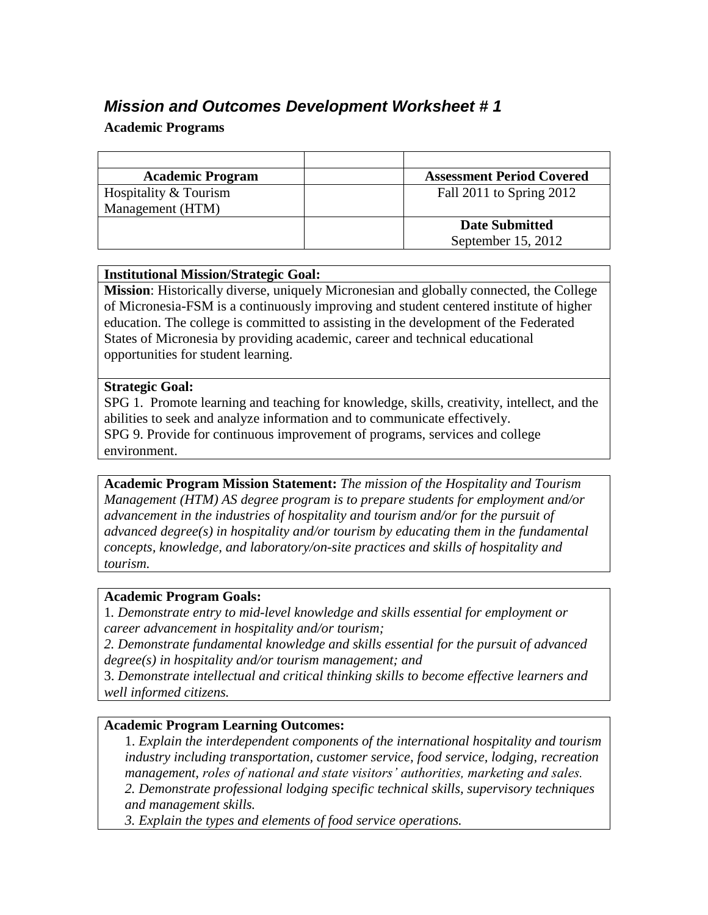## *Mission and Outcomes Development Worksheet # 1*

**Academic Programs**

| | | |
|---|---|---|
| **Academic Program** | | **Assessment Period Covered** |
| Hospitality & Tourism Management (HTM) | | Fall 2011 to Spring 2012 |
| | | **Date Submitted** September 15, 2012 |

**Institutional Mission/Strategic Goal:**

**Mission**: Historically diverse, uniquely Micronesian and globally connected, the College of Micronesia-FSM is a continuously improving and student centered institute of higher education. The college is committed to assisting in the development of the Federated States of Micronesia by providing academic, career and technical educational opportunities for student learning.

**Strategic Goal:**

SPG 1. Promote learning and teaching for knowledge, skills, creativity, intellect, and the abilities to seek and analyze information and to communicate effectively.
SPG 9. Provide for continuous improvement of programs, services and college environment.

**Academic Program Mission Statement:** *The mission of the Hospitality and Tourism Management (HTM) AS degree program is to prepare students for employment and/or advancement in the industries of hospitality and tourism and/or for the pursuit of advanced degree(s) in hospitality and/or tourism by educating them in the fundamental concepts, knowledge, and laboratory/on-site practices and skills of hospitality and tourism.*

**Academic Program Goals:**

1. *Demonstrate entry to mid-level knowledge and skills essential for employment or career advancement in hospitality and/or tourism;*
2. *Demonstrate fundamental knowledge and skills essential for the pursuit of advanced degree(s) in hospitality and/or tourism management; and*
3. *Demonstrate intellectual and critical thinking skills to become effective learners and well informed citizens.*

**Academic Program Learning Outcomes:**

1. *Explain the interdependent components of the international hospitality and tourism industry including transportation, customer service, food service, lodging, recreation management, roles of national and state visitors' authorities, marketing and sales.*
2. *Demonstrate professional lodging specific technical skills, supervisory techniques and management skills.*
3. *Explain the types and elements of food service operations.*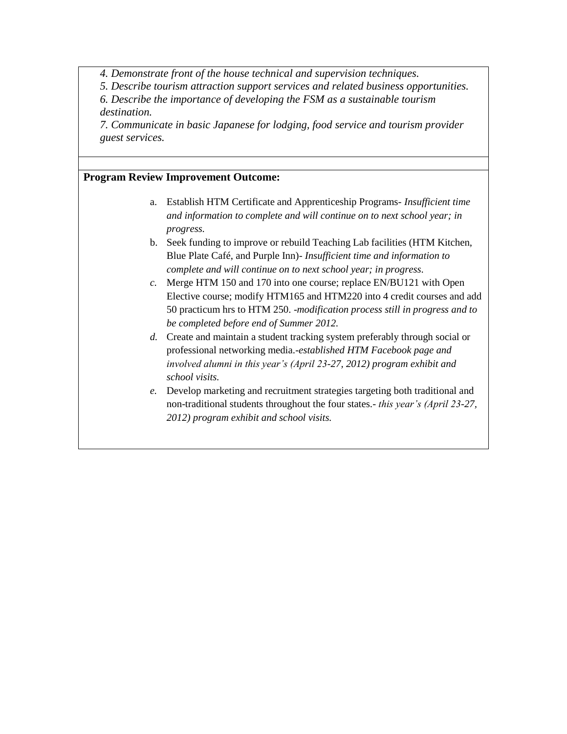*4. Demonstrate front of the house technical and supervision techniques.*
*5. Describe tourism attraction support services and related business opportunities.*
*6. Describe the importance of developing the FSM as a sustainable tourism destination.*
*7. Communicate in basic Japanese for lodging, food service and tourism provider guest services.*

**Program Review Improvement Outcome:**

a. Establish HTM Certificate and Apprenticeship Programs- *Insufficient time and information to complete and will continue on to next school year; in progress.*
b. Seek funding to improve or rebuild Teaching Lab facilities (HTM Kitchen, Blue Plate Café, and Purple Inn)- *Insufficient time and information to complete and will continue on to next school year; in progress.*
c. Merge HTM 150 and 170 into one course; replace EN/BU121 with Open Elective course; modify HTM165 and HTM220 into 4 credit courses and add 50 practicum hrs to HTM 250. *-modification process still in progress and to be completed before end of Summer 2012.*
d. Create and maintain a student tracking system preferably through social or professional networking media.*-established HTM Facebook page and involved alumni in this year's (April 23-27, 2012) program exhibit and school visits.*
e. Develop marketing and recruitment strategies targeting both traditional and non-traditional students throughout the four states.- *this year's (April 23-27, 2012) program exhibit and school visits.*